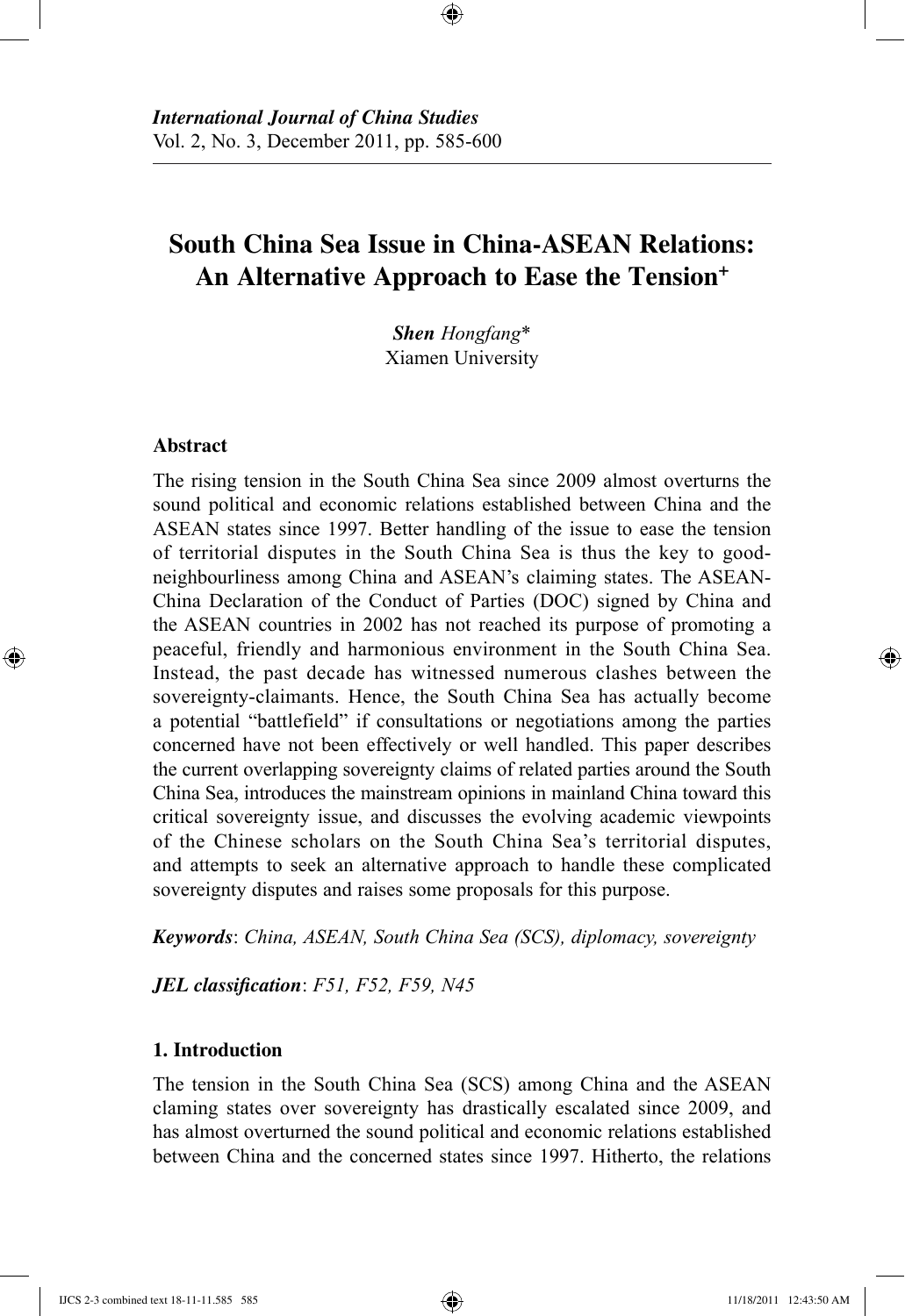*International Journal of China Studies*
Vol. 2, No. 3, December 2011, pp. 585-600

# South China Sea Issue in China-ASEAN Relations: An Alternative Approach to Ease the Tension[+]

***Shen** Hongfang*[*]
Xiamen University

## Abstract

The rising tension in the South China Sea since 2009 almost overturns the sound political and economic relations established between China and the ASEAN states since 1997. Better handling of the issue to ease the tension of territorial disputes in the South China Sea is thus the key to good-neighbourliness among China and ASEAN's claiming states. The ASEAN-China Declaration of the Conduct of Parties (DOC) signed by China and the ASEAN countries in 2002 has not reached its purpose of promoting a peaceful, friendly and harmonious environment in the South China Sea. Instead, the past decade has witnessed numerous clashes between the sovereignty-claimants. Hence, the South China Sea has actually become a potential "battlefield" if consultations or negotiations among the parties concerned have not been effectively or well handled. This paper describes the current overlapping sovereignty claims of related parties around the South China Sea, introduces the mainstream opinions in mainland China toward this critical sovereignty issue, and discusses the evolving academic viewpoints of the Chinese scholars on the South China Sea's territorial disputes, and attempts to seek an alternative approach to handle these complicated sovereignty disputes and raises some proposals for this purpose.

***Keywords***: *China, ASEAN, South China Sea (SCS), diplomacy, sovereignty*

***JEL classification***: *F51, F52, F59, N45*

## 1. Introduction

The tension in the South China Sea (SCS) among China and the ASEAN claming states over sovereignty has drastically escalated since 2009, and has almost overturned the sound political and economic relations established between China and the concerned states since 1997. Hitherto, the relations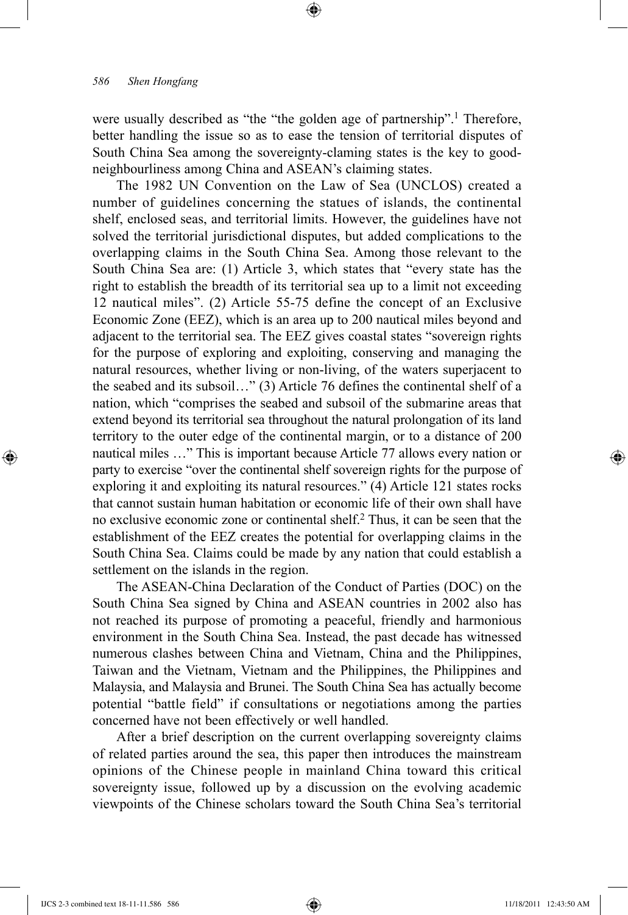were usually described as "the "the golden age of partnership".[1] Therefore, better handling the issue so as to ease the tension of territorial disputes of South China Sea among the sovereignty-claming states is the key to good-neighbourliness among China and ASEAN's claiming states.

The 1982 UN Convention on the Law of Sea (UNCLOS) created a number of guidelines concerning the statues of islands, the continental shelf, enclosed seas, and territorial limits. However, the guidelines have not solved the territorial jurisdictional disputes, but added complications to the overlapping claims in the South China Sea. Among those relevant to the South China Sea are: (1) Article 3, which states that "every state has the right to establish the breadth of its territorial sea up to a limit not exceeding 12 nautical miles". (2) Article 55-75 define the concept of an Exclusive Economic Zone (EEZ), which is an area up to 200 nautical miles beyond and adjacent to the territorial sea. The EEZ gives coastal states "sovereign rights for the purpose of exploring and exploiting, conserving and managing the natural resources, whether living or non-living, of the waters superjacent to the seabed and its subsoil…" (3) Article 76 defines the continental shelf of a nation, which "comprises the seabed and subsoil of the submarine areas that extend beyond its territorial sea throughout the natural prolongation of its land territory to the outer edge of the continental margin, or to a distance of 200 nautical miles …" This is important because Article 77 allows every nation or party to exercise "over the continental shelf sovereign rights for the purpose of exploring it and exploiting its natural resources." (4) Article 121 states rocks that cannot sustain human habitation or economic life of their own shall have no exclusive economic zone or continental shelf.[2] Thus, it can be seen that the establishment of the EEZ creates the potential for overlapping claims in the South China Sea. Claims could be made by any nation that could establish a settlement on the islands in the region.

The ASEAN-China Declaration of the Conduct of Parties (DOC) on the South China Sea signed by China and ASEAN countries in 2002 also has not reached its purpose of promoting a peaceful, friendly and harmonious environment in the South China Sea. Instead, the past decade has witnessed numerous clashes between China and Vietnam, China and the Philippines, Taiwan and the Vietnam, Vietnam and the Philippines, the Philippines and Malaysia, and Malaysia and Brunei. The South China Sea has actually become potential "battle field" if consultations or negotiations among the parties concerned have not been effectively or well handled.

After a brief description on the current overlapping sovereignty claims of related parties around the sea, this paper then introduces the mainstream opinions of the Chinese people in mainland China toward this critical sovereignty issue, followed up by a discussion on the evolving academic viewpoints of the Chinese scholars toward the South China Sea's territorial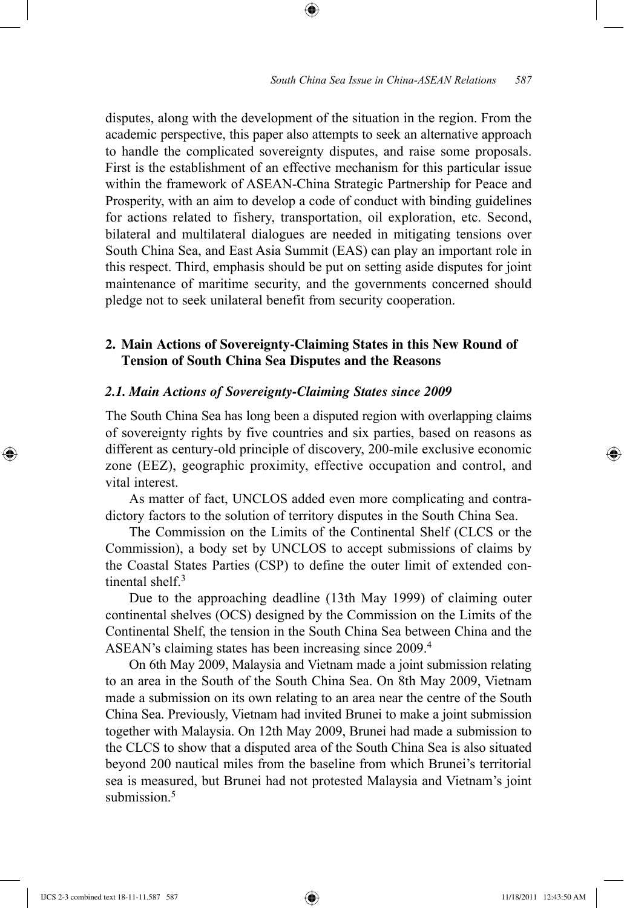disputes, along with the development of the situation in the region. From the academic perspective, this paper also attempts to seek an alternative approach to handle the complicated sovereignty disputes, and raise some proposals. First is the establishment of an effective mechanism for this particular issue within the framework of ASEAN-China Strategic Partnership for Peace and Prosperity, with an aim to develop a code of conduct with binding guidelines for actions related to fishery, transportation, oil exploration, etc. Second, bilateral and multilateral dialogues are needed in mitigating tensions over South China Sea, and East Asia Summit (EAS) can play an important role in this respect. Third, emphasis should be put on setting aside disputes for joint maintenance of maritime security, and the governments concerned should pledge not to seek unilateral benefit from security cooperation.

## 2. Main Actions of Sovereignty-Claiming States in this New Round of Tension of South China Sea Disputes and the Reasons

### *2.1. Main Actions of Sovereignty-Claiming States since 2009*

The South China Sea has long been a disputed region with overlapping claims of sovereignty rights by five countries and six parties, based on reasons as different as century-old principle of discovery, 200-mile exclusive economic zone (EEZ), geographic proximity, effective occupation and control, and vital interest.

As matter of fact, UNCLOS added even more complicating and contradictory factors to the solution of territory disputes in the South China Sea.

The Commission on the Limits of the Continental Shelf (CLCS or the Commission), a body set by UNCLOS to accept submissions of claims by the Coastal States Parties (CSP) to define the outer limit of extended continental shelf.[3]

Due to the approaching deadline (13th May 1999) of claiming outer continental shelves (OCS) designed by the Commission on the Limits of the Continental Shelf, the tension in the South China Sea between China and the ASEAN's claiming states has been increasing since 2009.[4]

On 6th May 2009, Malaysia and Vietnam made a joint submission relating to an area in the South of the South China Sea. On 8th May 2009, Vietnam made a submission on its own relating to an area near the centre of the South China Sea. Previously, Vietnam had invited Brunei to make a joint submission together with Malaysia. On 12th May 2009, Brunei had made a submission to the CLCS to show that a disputed area of the South China Sea is also situated beyond 200 nautical miles from the baseline from which Brunei's territorial sea is measured, but Brunei had not protested Malaysia and Vietnam's joint submission.[5]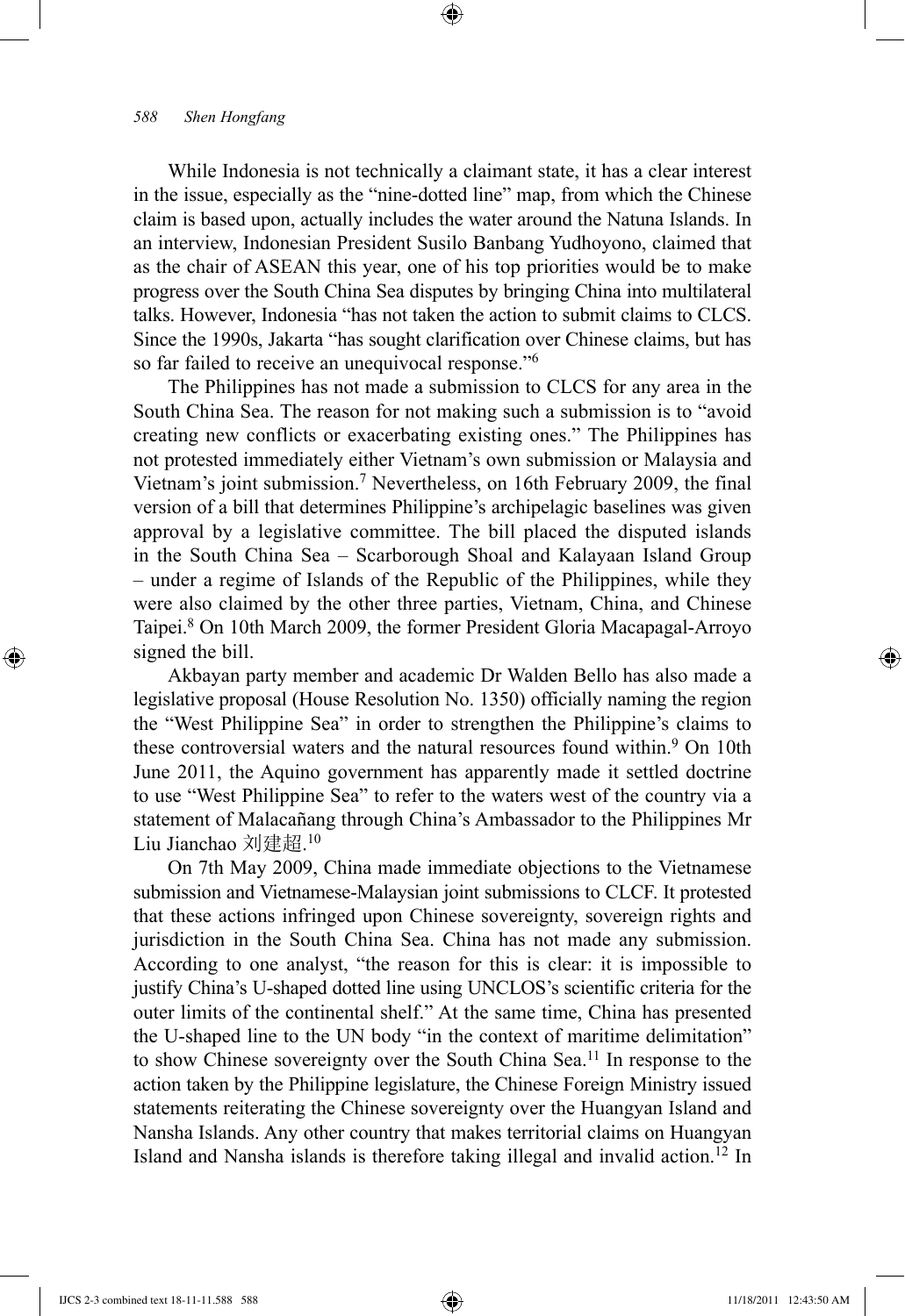While Indonesia is not technically a claimant state, it has a clear interest in the issue, especially as the "nine-dotted line" map, from which the Chinese claim is based upon, actually includes the water around the Natuna Islands. In an interview, Indonesian President Susilo Banbang Yudhoyono, claimed that as the chair of ASEAN this year, one of his top priorities would be to make progress over the South China Sea disputes by bringing China into multilateral talks. However, Indonesia "has not taken the action to submit claims to CLCS. Since the 1990s, Jakarta "has sought clarification over Chinese claims, but has so far failed to receive an unequivocal response."[6]

The Philippines has not made a submission to CLCS for any area in the South China Sea. The reason for not making such a submission is to "avoid creating new conflicts or exacerbating existing ones." The Philippines has not protested immediately either Vietnam's own submission or Malaysia and Vietnam's joint submission.[7] Nevertheless, on 16th February 2009, the final version of a bill that determines Philippine's archipelagic baselines was given approval by a legislative committee. The bill placed the disputed islands in the South China Sea – Scarborough Shoal and Kalayaan Island Group – under a regime of Islands of the Republic of the Philippines, while they were also claimed by the other three parties, Vietnam, China, and Chinese Taipei.[8] On 10th March 2009, the former President Gloria Macapagal-Arroyo signed the bill.

Akbayan party member and academic Dr Walden Bello has also made a legislative proposal (House Resolution No. 1350) officially naming the region the "West Philippine Sea" in order to strengthen the Philippine's claims to these controversial waters and the natural resources found within.[9] On 10th June 2011, the Aquino government has apparently made it settled doctrine to use "West Philippine Sea" to refer to the waters west of the country via a statement of Malacañang through China's Ambassador to the Philippines Mr Liu Jianchao 刘建超.[10]

On 7th May 2009, China made immediate objections to the Vietnamese submission and Vietnamese-Malaysian joint submissions to CLCF. It protested that these actions infringed upon Chinese sovereignty, sovereign rights and jurisdiction in the South China Sea. China has not made any submission. According to one analyst, "the reason for this is clear: it is impossible to justify China's U-shaped dotted line using UNCLOS's scientific criteria for the outer limits of the continental shelf." At the same time, China has presented the U-shaped line to the UN body "in the context of maritime delimitation" to show Chinese sovereignty over the South China Sea.[11] In response to the action taken by the Philippine legislature, the Chinese Foreign Ministry issued statements reiterating the Chinese sovereignty over the Huangyan Island and Nansha Islands. Any other country that makes territorial claims on Huangyan Island and Nansha islands is therefore taking illegal and invalid action.[12] In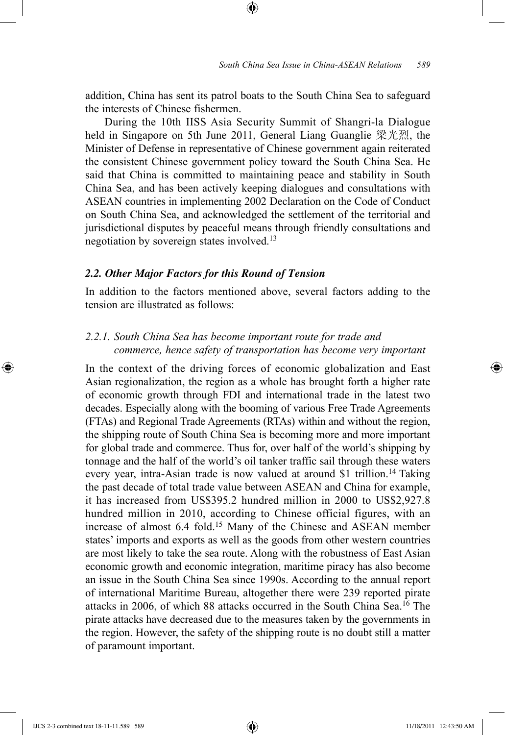addition, China has sent its patrol boats to the South China Sea to safeguard the interests of Chinese fishermen.

During the 10th IISS Asia Security Summit of Shangri-la Dialogue held in Singapore on 5th June 2011, General Liang Guanglie 梁光烈, the Minister of Defense in representative of Chinese government again reiterated the consistent Chinese government policy toward the South China Sea. He said that China is committed to maintaining peace and stability in South China Sea, and has been actively keeping dialogues and consultations with ASEAN countries in implementing 2002 Declaration on the Code of Conduct on South China Sea, and acknowledged the settlement of the territorial and jurisdictional disputes by peaceful means through friendly consultations and negotiation by sovereign states involved.[13]

### *2.2. Other Major Factors for this Round of Tension*

In addition to the factors mentioned above, several factors adding to the tension are illustrated as follows:

#### *2.2.1. South China Sea has become important route for trade and commerce, hence safety of transportation has become very important*

In the context of the driving forces of economic globalization and East Asian regionalization, the region as a whole has brought forth a higher rate of economic growth through FDI and international trade in the latest two decades. Especially along with the booming of various Free Trade Agreements (FTAs) and Regional Trade Agreements (RTAs) within and without the region, the shipping route of South China Sea is becoming more and more important for global trade and commerce. Thus for, over half of the world's shipping by tonnage and the half of the world's oil tanker traffic sail through these waters every year, intra-Asian trade is now valued at around $1 trillion.[14] Taking the past decade of total trade value between ASEAN and China for example, it has increased from US$395.2 hundred million in 2000 to US$2,927.8 hundred million in 2010, according to Chinese official figures, with an increase of almost 6.4 fold.[15] Many of the Chinese and ASEAN member states' imports and exports as well as the goods from other western countries are most likely to take the sea route. Along with the robustness of East Asian economic growth and economic integration, maritime piracy has also become an issue in the South China Sea since 1990s. According to the annual report of international Maritime Bureau, altogether there were 239 reported pirate attacks in 2006, of which 88 attacks occurred in the South China Sea.[16] The pirate attacks have decreased due to the measures taken by the governments in the region. However, the safety of the shipping route is no doubt still a matter of paramount important.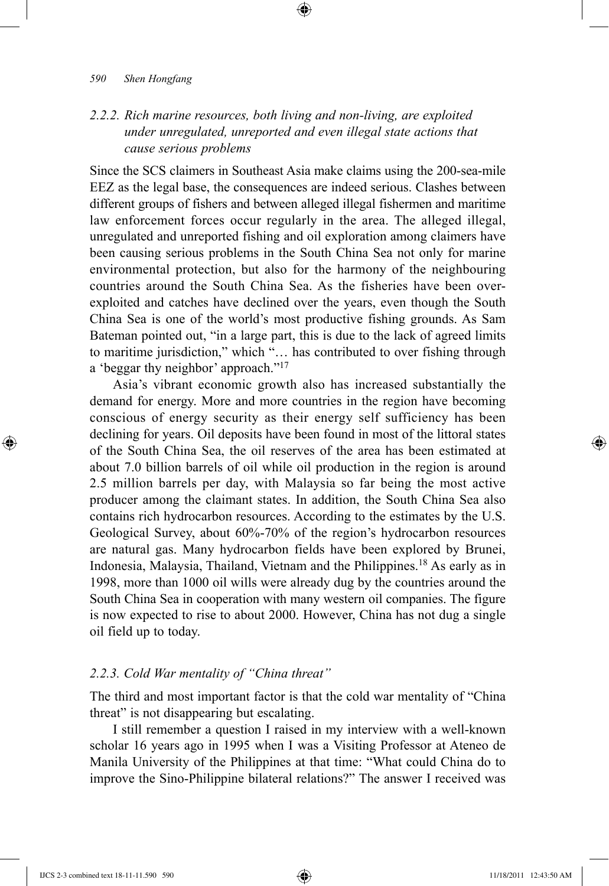### *2.2.2. Rich marine resources, both living and non-living, are exploited under unregulated, unreported and even illegal state actions that cause serious problems*

Since the SCS claimers in Southeast Asia make claims using the 200-sea-mile EEZ as the legal base, the consequences are indeed serious. Clashes between different groups of fishers and between alleged illegal fishermen and maritime law enforcement forces occur regularly in the area. The alleged illegal, unregulated and unreported fishing and oil exploration among claimers have been causing serious problems in the South China Sea not only for marine environmental protection, but also for the harmony of the neighbouring countries around the South China Sea. As the fisheries have been over-exploited and catches have declined over the years, even though the South China Sea is one of the world's most productive fishing grounds. As Sam Bateman pointed out, "in a large part, this is due to the lack of agreed limits to maritime jurisdiction," which "… has contributed to over fishing through a 'beggar thy neighbor' approach."[17]

Asia's vibrant economic growth also has increased substantially the demand for energy. More and more countries in the region have becoming conscious of energy security as their energy self sufficiency has been declining for years. Oil deposits have been found in most of the littoral states of the South China Sea, the oil reserves of the area has been estimated at about 7.0 billion barrels of oil while oil production in the region is around 2.5 million barrels per day, with Malaysia so far being the most active producer among the claimant states. In addition, the South China Sea also contains rich hydrocarbon resources. According to the estimates by the U.S. Geological Survey, about 60%-70% of the region's hydrocarbon resources are natural gas. Many hydrocarbon fields have been explored by Brunei, Indonesia, Malaysia, Thailand, Vietnam and the Philippines.[18] As early as in 1998, more than 1000 oil wills were already dug by the countries around the South China Sea in cooperation with many western oil companies. The figure is now expected to rise to about 2000. However, China has not dug a single oil field up to today.

### *2.2.3. Cold War mentality of "China threat"*

The third and most important factor is that the cold war mentality of "China threat" is not disappearing but escalating.

I still remember a question I raised in my interview with a well-known scholar 16 years ago in 1995 when I was a Visiting Professor at Ateneo de Manila University of the Philippines at that time: "What could China do to improve the Sino-Philippine bilateral relations?" The answer I received was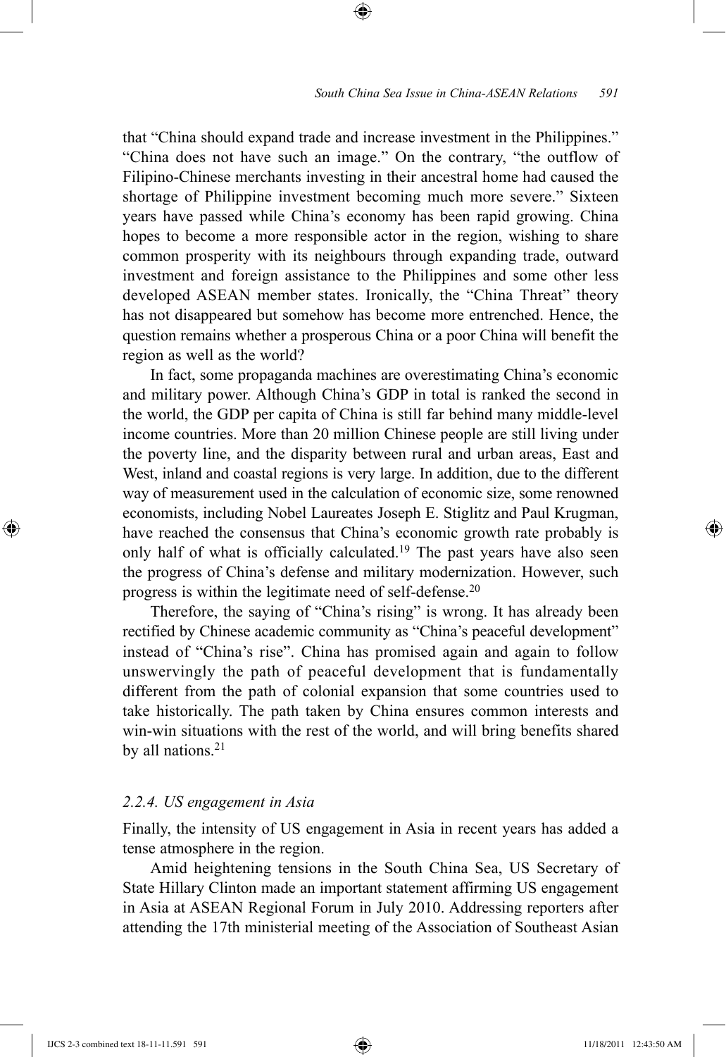that "China should expand trade and increase investment in the Philippines." "China does not have such an image." On the contrary, "the outflow of Filipino-Chinese merchants investing in their ancestral home had caused the shortage of Philippine investment becoming much more severe." Sixteen years have passed while China's economy has been rapid growing. China hopes to become a more responsible actor in the region, wishing to share common prosperity with its neighbours through expanding trade, outward investment and foreign assistance to the Philippines and some other less developed ASEAN member states. Ironically, the "China Threat" theory has not disappeared but somehow has become more entrenched. Hence, the question remains whether a prosperous China or a poor China will benefit the region as well as the world?

In fact, some propaganda machines are overestimating China's economic and military power. Although China's GDP in total is ranked the second in the world, the GDP per capita of China is still far behind many middle-level income countries. More than 20 million Chinese people are still living under the poverty line, and the disparity between rural and urban areas, East and West, inland and coastal regions is very large. In addition, due to the different way of measurement used in the calculation of economic size, some renowned economists, including Nobel Laureates Joseph E. Stiglitz and Paul Krugman, have reached the consensus that China's economic growth rate probably is only half of what is officially calculated.[19] The past years have also seen the progress of China's defense and military modernization. However, such progress is within the legitimate need of self-defense.[20]

Therefore, the saying of "China's rising" is wrong. It has already been rectified by Chinese academic community as "China's peaceful development" instead of "China's rise". China has promised again and again to follow unswervingly the path of peaceful development that is fundamentally different from the path of colonial expansion that some countries used to take historically. The path taken by China ensures common interests and win-win situations with the rest of the world, and will bring benefits shared by all nations.[21]

### *2.2.4. US engagement in Asia*

Finally, the intensity of US engagement in Asia in recent years has added a tense atmosphere in the region.

Amid heightening tensions in the South China Sea, US Secretary of State Hillary Clinton made an important statement affirming US engagement in Asia at ASEAN Regional Forum in July 2010. Addressing reporters after attending the 17th ministerial meeting of the Association of Southeast Asian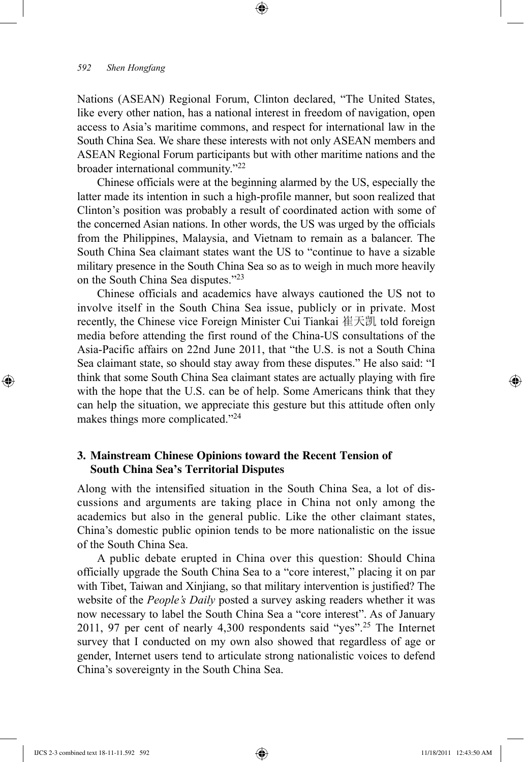Nations (ASEAN) Regional Forum, Clinton declared, "The United States, like every other nation, has a national interest in freedom of navigation, open access to Asia's maritime commons, and respect for international law in the South China Sea. We share these interests with not only ASEAN members and ASEAN Regional Forum participants but with other maritime nations and the broader international community."[22]

Chinese officials were at the beginning alarmed by the US, especially the latter made its intention in such a high-profile manner, but soon realized that Clinton's position was probably a result of coordinated action with some of the concerned Asian nations. In other words, the US was urged by the officials from the Philippines, Malaysia, and Vietnam to remain as a balancer. The South China Sea claimant states want the US to "continue to have a sizable military presence in the South China Sea so as to weigh in much more heavily on the South China Sea disputes."[23]

Chinese officials and academics have always cautioned the US not to involve itself in the South China Sea issue, publicly or in private. Most recently, the Chinese vice Foreign Minister Cui Tiankai 崔天凯 told foreign media before attending the first round of the China-US consultations of the Asia-Pacific affairs on 22nd June 2011, that "the U.S. is not a South China Sea claimant state, so should stay away from these disputes." He also said: "I think that some South China Sea claimant states are actually playing with fire with the hope that the U.S. can be of help. Some Americans think that they can help the situation, we appreciate this gesture but this attitude often only makes things more complicated."[24]

## 3. Mainstream Chinese Opinions toward the Recent Tension of South China Sea's Territorial Disputes

Along with the intensified situation in the South China Sea, a lot of discussions and arguments are taking place in China not only among the academics but also in the general public. Like the other claimant states, China's domestic public opinion tends to be more nationalistic on the issue of the South China Sea.

A public debate erupted in China over this question: Should China officially upgrade the South China Sea to a "core interest," placing it on par with Tibet, Taiwan and Xinjiang, so that military intervention is justified? The website of the *People's Daily* posted a survey asking readers whether it was now necessary to label the South China Sea a "core interest". As of January 2011, 97 per cent of nearly 4,300 respondents said "yes".[25] The Internet survey that I conducted on my own also showed that regardless of age or gender, Internet users tend to articulate strong nationalistic voices to defend China's sovereignty in the South China Sea.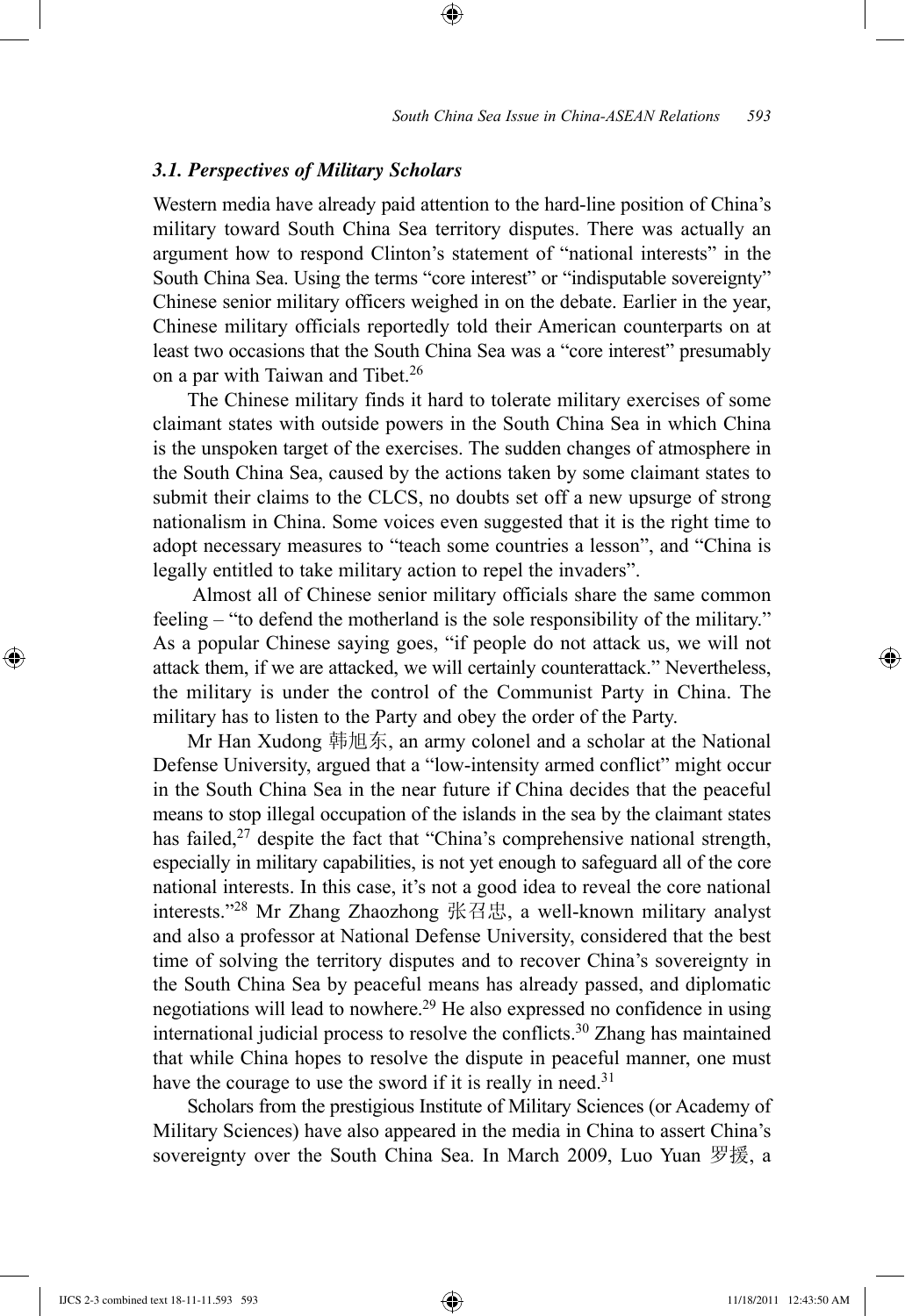### *3.1. Perspectives of Military Scholars*

Western media have already paid attention to the hard-line position of China's military toward South China Sea territory disputes. There was actually an argument how to respond Clinton's statement of "national interests" in the South China Sea. Using the terms "core interest" or "indisputable sovereignty" Chinese senior military officers weighed in on the debate. Earlier in the year, Chinese military officials reportedly told their American counterparts on at least two occasions that the South China Sea was a "core interest" presumably on a par with Taiwan and Tibet.[26]

The Chinese military finds it hard to tolerate military exercises of some claimant states with outside powers in the South China Sea in which China is the unspoken target of the exercises. The sudden changes of atmosphere in the South China Sea, caused by the actions taken by some claimant states to submit their claims to the CLCS, no doubts set off a new upsurge of strong nationalism in China. Some voices even suggested that it is the right time to adopt necessary measures to "teach some countries a lesson", and "China is legally entitled to take military action to repel the invaders".

Almost all of Chinese senior military officials share the same common feeling – "to defend the motherland is the sole responsibility of the military." As a popular Chinese saying goes, "if people do not attack us, we will not attack them, if we are attacked, we will certainly counterattack." Nevertheless, the military is under the control of the Communist Party in China. The military has to listen to the Party and obey the order of the Party.

Mr Han Xudong 韩旭东, an army colonel and a scholar at the National Defense University, argued that a "low-intensity armed conflict" might occur in the South China Sea in the near future if China decides that the peaceful means to stop illegal occupation of the islands in the sea by the claimant states has failed,[27] despite the fact that "China's comprehensive national strength, especially in military capabilities, is not yet enough to safeguard all of the core national interests. In this case, it's not a good idea to reveal the core national interests."[28] Mr Zhang Zhaozhong 张召忠, a well-known military analyst and also a professor at National Defense University, considered that the best time of solving the territory disputes and to recover China's sovereignty in the South China Sea by peaceful means has already passed, and diplomatic negotiations will lead to nowhere.[29] He also expressed no confidence in using international judicial process to resolve the conflicts.[30] Zhang has maintained that while China hopes to resolve the dispute in peaceful manner, one must have the courage to use the sword if it is really in need.[31]

Scholars from the prestigious Institute of Military Sciences (or Academy of Military Sciences) have also appeared in the media in China to assert China's sovereignty over the South China Sea. In March 2009, Luo Yuan 罗援, a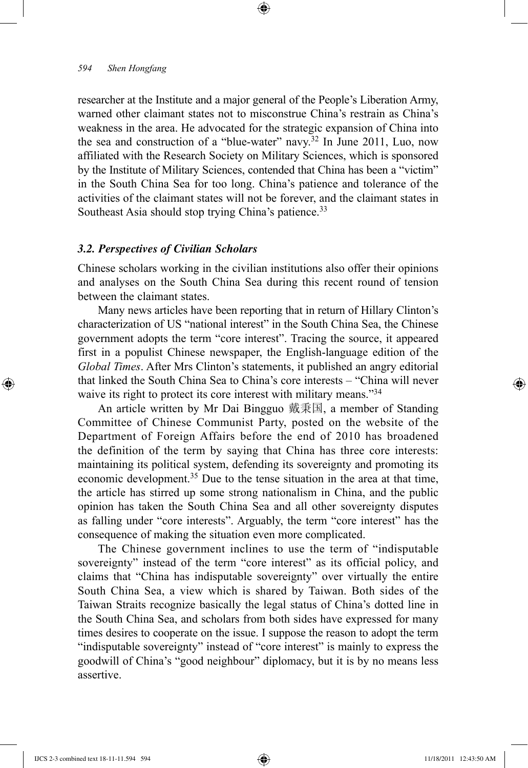researcher at the Institute and a major general of the People's Liberation Army, warned other claimant states not to misconstrue China's restrain as China's weakness in the area. He advocated for the strategic expansion of China into the sea and construction of a "blue-water" navy.[32] In June 2011, Luo, now affiliated with the Research Society on Military Sciences, which is sponsored by the Institute of Military Sciences, contended that China has been a "victim" in the South China Sea for too long. China's patience and tolerance of the activities of the claimant states will not be forever, and the claimant states in Southeast Asia should stop trying China's patience.[33]

### *3.2. Perspectives of Civilian Scholars*

Chinese scholars working in the civilian institutions also offer their opinions and analyses on the South China Sea during this recent round of tension between the claimant states.

Many news articles have been reporting that in return of Hillary Clinton's characterization of US "national interest" in the South China Sea, the Chinese government adopts the term "core interest". Tracing the source, it appeared first in a populist Chinese newspaper, the English-language edition of the *Global Times*. After Mrs Clinton's statements, it published an angry editorial that linked the South China Sea to China's core interests – "China will never waive its right to protect its core interest with military means."[34]

An article written by Mr Dai Bingguo 戴秉国, a member of Standing Committee of Chinese Communist Party, posted on the website of the Department of Foreign Affairs before the end of 2010 has broadened the definition of the term by saying that China has three core interests: maintaining its political system, defending its sovereignty and promoting its economic development.[35] Due to the tense situation in the area at that time, the article has stirred up some strong nationalism in China, and the public opinion has taken the South China Sea and all other sovereignty disputes as falling under "core interests". Arguably, the term "core interest" has the consequence of making the situation even more complicated.

The Chinese government inclines to use the term of "indisputable sovereignty" instead of the term "core interest" as its official policy, and claims that "China has indisputable sovereignty" over virtually the entire South China Sea, a view which is shared by Taiwan. Both sides of the Taiwan Straits recognize basically the legal status of China's dotted line in the South China Sea, and scholars from both sides have expressed for many times desires to cooperate on the issue. I suppose the reason to adopt the term "indisputable sovereignty" instead of "core interest" is mainly to express the goodwill of China's "good neighbour" diplomacy, but it is by no means less assertive.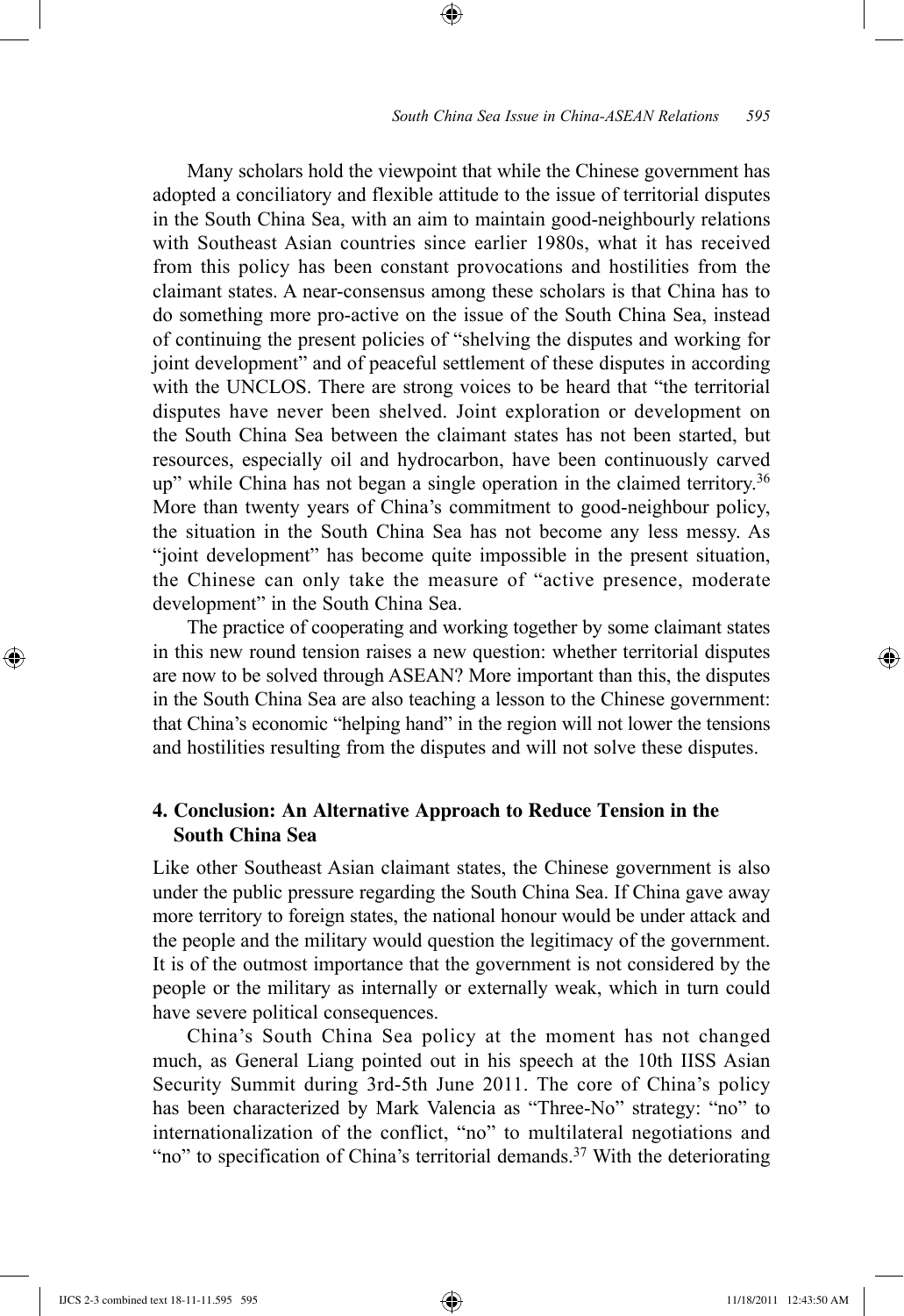Many scholars hold the viewpoint that while the Chinese government has adopted a conciliatory and flexible attitude to the issue of territorial disputes in the South China Sea, with an aim to maintain good-neighbourly relations with Southeast Asian countries since earlier 1980s, what it has received from this policy has been constant provocations and hostilities from the claimant states. A near-consensus among these scholars is that China has to do something more pro-active on the issue of the South China Sea, instead of continuing the present policies of "shelving the disputes and working for joint development" and of peaceful settlement of these disputes in according with the UNCLOS. There are strong voices to be heard that "the territorial disputes have never been shelved. Joint exploration or development on the South China Sea between the claimant states has not been started, but resources, especially oil and hydrocarbon, have been continuously carved up" while China has not began a single operation in the claimed territory.[36] More than twenty years of China's commitment to good-neighbour policy, the situation in the South China Sea has not become any less messy. As "joint development" has become quite impossible in the present situation, the Chinese can only take the measure of "active presence, moderate development" in the South China Sea.

The practice of cooperating and working together by some claimant states in this new round tension raises a new question: whether territorial disputes are now to be solved through ASEAN? More important than this, the disputes in the South China Sea are also teaching a lesson to the Chinese government: that China's economic "helping hand" in the region will not lower the tensions and hostilities resulting from the disputes and will not solve these disputes.

## 4. Conclusion: An Alternative Approach to Reduce Tension in the South China Sea

Like other Southeast Asian claimant states, the Chinese government is also under the public pressure regarding the South China Sea. If China gave away more territory to foreign states, the national honour would be under attack and the people and the military would question the legitimacy of the government. It is of the outmost importance that the government is not considered by the people or the military as internally or externally weak, which in turn could have severe political consequences.

China's South China Sea policy at the moment has not changed much, as General Liang pointed out in his speech at the 10th IISS Asian Security Summit during 3rd-5th June 2011. The core of China's policy has been characterized by Mark Valencia as "Three-No" strategy: "no" to internationalization of the conflict, "no" to multilateral negotiations and "no" to specification of China's territorial demands.[37] With the deteriorating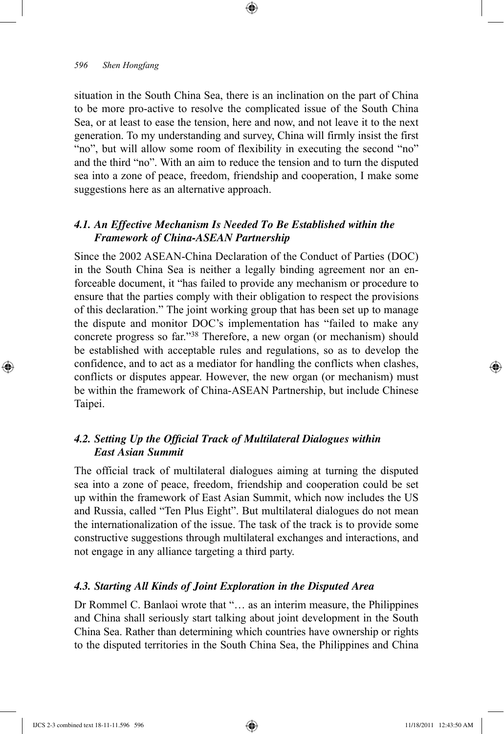situation in the South China Sea, there is an inclination on the part of China to be more pro-active to resolve the complicated issue of the South China Sea, or at least to ease the tension, here and now, and not leave it to the next generation. To my understanding and survey, China will firmly insist the first "no", but will allow some room of flexibility in executing the second "no" and the third "no". With an aim to reduce the tension and to turn the disputed sea into a zone of peace, freedom, friendship and cooperation, I make some suggestions here as an alternative approach.

### *4.1. An Effective Mechanism Is Needed To Be Established within the Framework of China-ASEAN Partnership*

Since the 2002 ASEAN-China Declaration of the Conduct of Parties (DOC) in the South China Sea is neither a legally binding agreement nor an enforceable document, it "has failed to provide any mechanism or procedure to ensure that the parties comply with their obligation to respect the provisions of this declaration." The joint working group that has been set up to manage the dispute and monitor DOC's implementation has "failed to make any concrete progress so far."[38] Therefore, a new organ (or mechanism) should be established with acceptable rules and regulations, so as to develop the confidence, and to act as a mediator for handling the conflicts when clashes, conflicts or disputes appear. However, the new organ (or mechanism) must be within the framework of China-ASEAN Partnership, but include Chinese Taipei.

### *4.2. Setting Up the Official Track of Multilateral Dialogues within East Asian Summit*

The official track of multilateral dialogues aiming at turning the disputed sea into a zone of peace, freedom, friendship and cooperation could be set up within the framework of East Asian Summit, which now includes the US and Russia, called "Ten Plus Eight". But multilateral dialogues do not mean the internationalization of the issue. The task of the track is to provide some constructive suggestions through multilateral exchanges and interactions, and not engage in any alliance targeting a third party.

### *4.3. Starting All Kinds of Joint Exploration in the Disputed Area*

Dr Rommel C. Banlaoi wrote that "… as an interim measure, the Philippines and China shall seriously start talking about joint development in the South China Sea. Rather than determining which countries have ownership or rights to the disputed territories in the South China Sea, the Philippines and China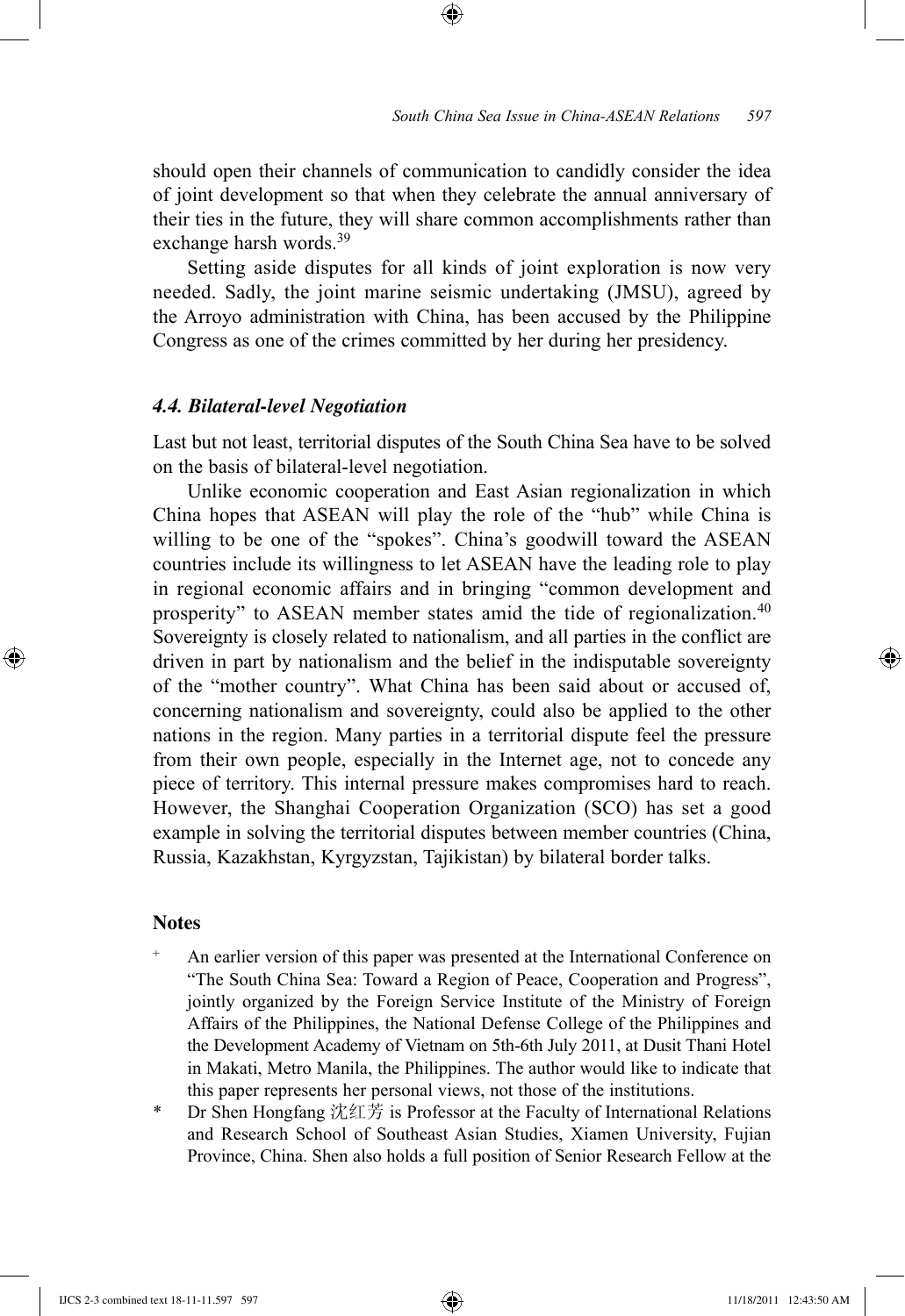should open their channels of communication to candidly consider the idea of joint development so that when they celebrate the annual anniversary of their ties in the future, they will share common accomplishments rather than exchange harsh words.[39]

Setting aside disputes for all kinds of joint exploration is now very needed. Sadly, the joint marine seismic undertaking (JMSU), agreed by the Arroyo administration with China, has been accused by the Philippine Congress as one of the crimes committed by her during her presidency.

### *4.4. Bilateral-level Negotiation*

Last but not least, territorial disputes of the South China Sea have to be solved on the basis of bilateral-level negotiation.

Unlike economic cooperation and East Asian regionalization in which China hopes that ASEAN will play the role of the "hub" while China is willing to be one of the "spokes". China's goodwill toward the ASEAN countries include its willingness to let ASEAN have the leading role to play in regional economic affairs and in bringing "common development and prosperity" to ASEAN member states amid the tide of regionalization.[40] Sovereignty is closely related to nationalism, and all parties in the conflict are driven in part by nationalism and the belief in the indisputable sovereignty of the "mother country". What China has been said about or accused of, concerning nationalism and sovereignty, could also be applied to the other nations in the region. Many parties in a territorial dispute feel the pressure from their own people, especially in the Internet age, not to concede any piece of territory. This internal pressure makes compromises hard to reach. However, the Shanghai Cooperation Organization (SCO) has set a good example in solving the territorial disputes between member countries (China, Russia, Kazakhstan, Kyrgyzstan, Tajikistan) by bilateral border talks.

## Notes

+ An earlier version of this paper was presented at the International Conference on "The South China Sea: Toward a Region of Peace, Cooperation and Progress", jointly organized by the Foreign Service Institute of the Ministry of Foreign Affairs of the Philippines, the National Defense College of the Philippines and the Development Academy of Vietnam on 5th-6th July 2011, at Dusit Thani Hotel in Makati, Metro Manila, the Philippines. The author would like to indicate that this paper represents her personal views, not those of the institutions.

\* Dr Shen Hongfang 沈红芳 is Professor at the Faculty of International Relations and Research School of Southeast Asian Studies, Xiamen University, Fujian Province, China. Shen also holds a full position of Senior Research Fellow at the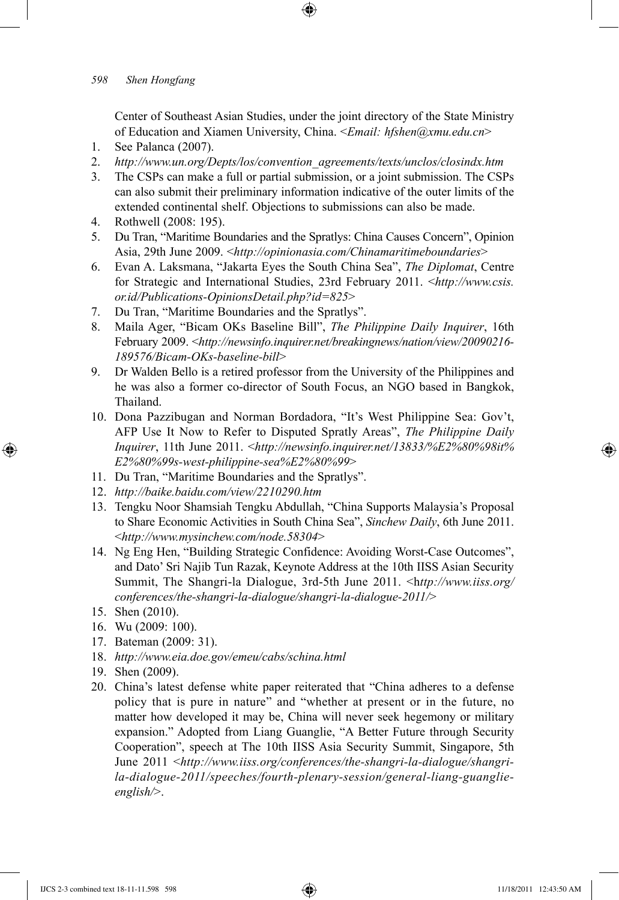Center of Southeast Asian Studies, under the joint directory of the State Ministry of Education and Xiamen University, China. <*Email: hfshen@xmu.edu.cn*>

1. See Palanca (2007).
2. *http://www.un.org/Depts/los/convention_agreements/texts/unclos/closindx.htm*
3. The CSPs can make a full or partial submission, or a joint submission. The CSPs can also submit their preliminary information indicative of the outer limits of the extended continental shelf. Objections to submissions can also be made.
4. Rothwell (2008: 195).
5. Du Tran, "Maritime Boundaries and the Spratlys: China Causes Concern", Opinion Asia, 29th June 2009. <*http://opinionasia.com/Chinamaritimeboundaries*>
6. Evan A. Laksmana, "Jakarta Eyes the South China Sea", *The Diplomat*, Centre for Strategic and International Studies, 23rd February 2011. <*http://www.csis.or.id/Publications-OpinionsDetail.php?id=825*>
7. Du Tran, "Maritime Boundaries and the Spratlys".
8. Maila Ager, "Bicam OKs Baseline Bill", *The Philippine Daily Inquirer*, 16th February 2009. <*http://newsinfo.inquirer.net/breakingnews/nation/view/20090216-189576/Bicam-OKs-baseline-bill*>
9. Dr Walden Bello is a retired professor from the University of the Philippines and he was also a former co-director of South Focus, an NGO based in Bangkok, Thailand.
10. Dona Pazzibugan and Norman Bordadora, "It's West Philippine Sea: Gov't, AFP Use It Now to Refer to Disputed Spratly Areas", *The Philippine Daily Inquirer*, 11th June 2011. <*http://newsinfo.inquirer.net/13833/%E2%80%98it%E2%80%99s-west-philippine-sea%E2%80%99*>
11. Du Tran, "Maritime Boundaries and the Spratlys".
12. *http://baike.baidu.com/view/2210290.htm*
13. Tengku Noor Shamsiah Tengku Abdullah, "China Supports Malaysia's Proposal to Share Economic Activities in South China Sea", *Sinchew Daily*, 6th June 2011. <*http://www.mysinchew.com/node.58304*>
14. Ng Eng Hen, "Building Strategic Confidence: Avoiding Worst-Case Outcomes", and Dato' Sri Najib Tun Razak, Keynote Address at the 10th IISS Asian Security Summit, The Shangri-la Dialogue, 3rd-5th June 2011. <*http://www.iiss.org/conferences/the-shangri-la-dialogue/shangri-la-dialogue-2011/*>
15. Shen (2010).
16. Wu (2009: 100).
17. Bateman (2009: 31).
18. *http://www.eia.doe.gov/emeu/cabs/schina.html*
19. Shen (2009).
20. China's latest defense white paper reiterated that "China adheres to a defense policy that is pure in nature" and "whether at present or in the future, no matter how developed it may be, China will never seek hegemony or military expansion." Adopted from Liang Guanglie, "A Better Future through Security Cooperation", speech at The 10th IISS Asia Security Summit, Singapore, 5th June 2011 <*http://www.iiss.org/conferences/the-shangri-la-dialogue/shangri-la-dialogue-2011/speeches/fourth-plenary-session/general-liang-guanglie-english/*>.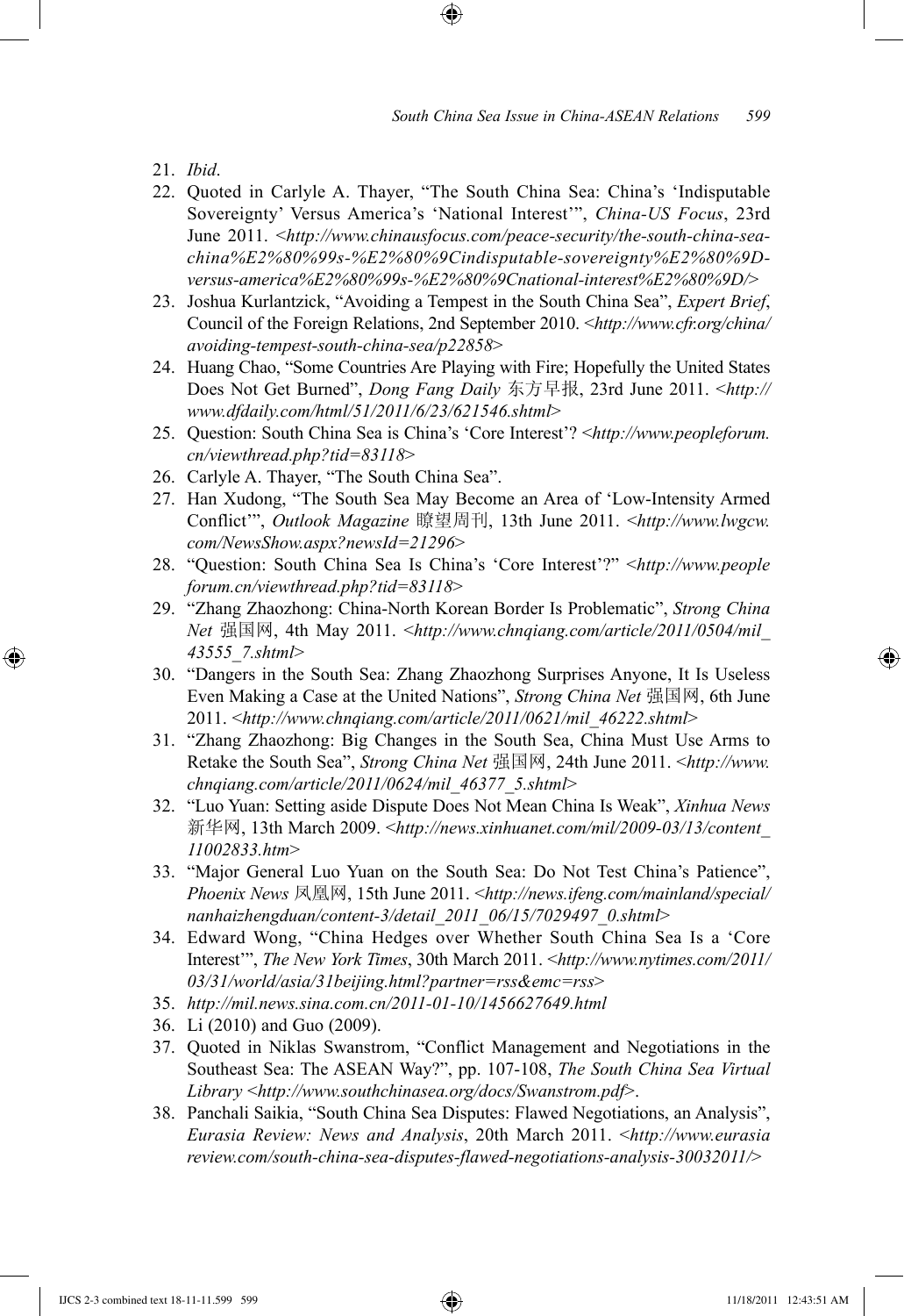21. *Ibid*.
22. Quoted in Carlyle A. Thayer, "The South China Sea: China's 'Indisputable Sovereignty' Versus America's 'National Interest'", *China-US Focus*, 23rd June 2011. <*http://www.chinausfocus.com/peace-security/the-south-china-sea-china%E2%80%99s-%E2%80%9Cindisputable-sovereignty%E2%80%9D-versus-america%E2%80%99s-%E2%80%9Cnational-interest%E2%80%9D/*>
23. Joshua Kurlantzick, "Avoiding a Tempest in the South China Sea", *Expert Brief*, Council of the Foreign Relations, 2nd September 2010. <*http://www.cfr.org/china/avoiding-tempest-south-china-sea/p22858*>
24. Huang Chao, "Some Countries Are Playing with Fire; Hopefully the United States Does Not Get Burned", *Dong Fang Daily* 东方早报, 23rd June 2011. <*http://www.dfdaily.com/html/51/2011/6/23/621546.shtml*>
25. Question: South China Sea is China's 'Core Interest'? <*http://www.peopleforum.cn/viewthread.php?tid=83118*>
26. Carlyle A. Thayer, "The South China Sea".
27. Han Xudong, "The South Sea May Become an Area of 'Low-Intensity Armed Conflict'", *Outlook Magazine* 瞭望周刊, 13th June 2011. <*http://www.lwgcw.com/NewsShow.aspx?newsId=21296*>
28. "Question: South China Sea Is China's 'Core Interest'?" <*http://www.peopleforum.cn/viewthread.php?tid=83118*>
29. "Zhang Zhaozhong: China-North Korean Border Is Problematic", *Strong China Net* 强国网, 4th May 2011. <*http://www.chnqiang.com/article/2011/0504/mil_43555_7.shtml*>
30. "Dangers in the South Sea: Zhang Zhaozhong Surprises Anyone, It Is Useless Even Making a Case at the United Nations", *Strong China Net* 强国网, 6th June 2011. <*http://www.chnqiang.com/article/2011/0621/mil_46222.shtml*>
31. "Zhang Zhaozhong: Big Changes in the South Sea, China Must Use Arms to Retake the South Sea", *Strong China Net* 强国网, 24th June 2011. <*http://www.chnqiang.com/article/2011/0624/mil_46377_5.shtml*>
32. "Luo Yuan: Setting aside Dispute Does Not Mean China Is Weak", *Xinhua News* 新华网, 13th March 2009. <*http://news.xinhuanet.com/mil/2009-03/13/content_11002833.htm*>
33. "Major General Luo Yuan on the South Sea: Do Not Test China's Patience", *Phoenix News* 凤凰网, 15th June 2011. <*http://news.ifeng.com/mainland/special/nanhaizhengduan/content-3/detail_2011_06/15/7029497_0.shtml*>
34. Edward Wong, "China Hedges over Whether South China Sea Is a 'Core Interest'", *The New York Times*, 30th March 2011. <*http://www.nytimes.com/2011/03/31/world/asia/31beijing.html?partner=rss&emc=rss*>
35. *http://mil.news.sina.com.cn/2011-01-10/1456627649.html*
36. Li (2010) and Guo (2009).
37. Quoted in Niklas Swanstrom, "Conflict Management and Negotiations in the Southeast Sea: The ASEAN Way?", pp. 107-108, *The South China Sea Virtual Library* <*http://www.southchinasea.org/docs/Swanstrom.pdf*>.
38. Panchali Saikia, "South China Sea Disputes: Flawed Negotiations, an Analysis", *Eurasia Review: News and Analysis*, 20th March 2011. <*http://www.eurasiareview.com/south-china-sea-disputes-flawed-negotiations-analysis-30032011/*>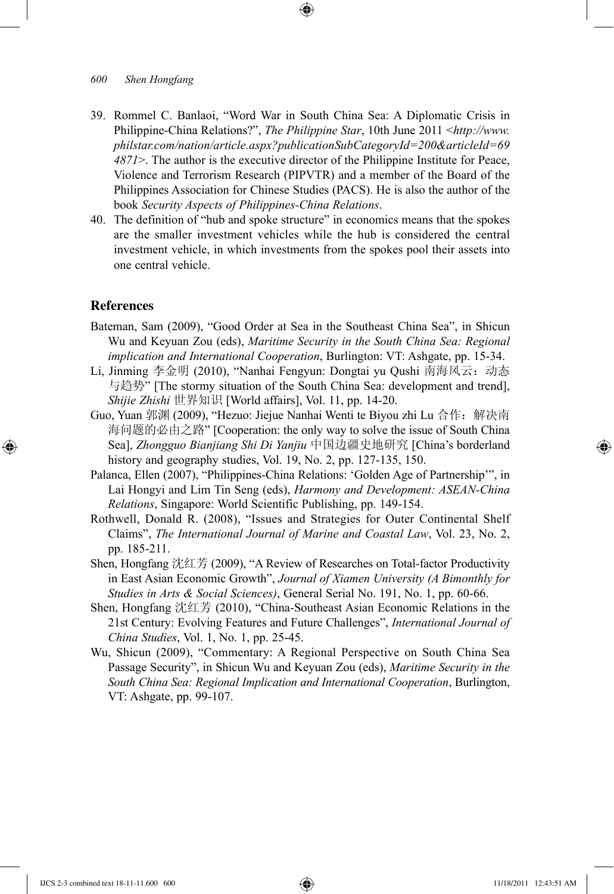39. Rommel C. Banlaoi, "Word War in South China Sea: A Diplomatic Crisis in Philippine-China Relations?", *The Philippine Star*, 10th June 2011 <*http://www.philstar.com/nation/article.aspx?publicationSubCategoryId=200&articleId=694871*>. The author is the executive director of the Philippine Institute for Peace, Violence and Terrorism Research (PIPVTR) and a member of the Board of the Philippines Association for Chinese Studies (PACS). He is also the author of the book *Security Aspects of Philippines-China Relations*.
40. The definition of "hub and spoke structure" in economics means that the spokes are the smaller investment vehicles while the hub is considered the central investment vehicle, in which investments from the spokes pool their assets into one central vehicle.

## References

Bateman, Sam (2009), "Good Order at Sea in the Southeast China Sea", in Shicun Wu and Keyuan Zou (eds), *Maritime Security in the South China Sea: Regional implication and International Cooperation*, Burlington: VT: Ashgate, pp. 15-34.

Li, Jinming 李金明 (2010), "Nanhai Fengyun: Dongtai yu Qushi 南海风云：动态与趋势" [The stormy situation of the South China Sea: development and trend], *Shijie Zhishi* 世界知识 [World affairs], Vol. 11, pp. 14-20.

Guo, Yuan 郭渊 (2009), "Hezuo: Jiejue Nanhai Wenti te Biyou zhi Lu 合作：解决南海问题的必由之路" [Cooperation: the only way to solve the issue of South China Sea], *Zhongguo Bianjiang Shi Di Yanjiu* 中国边疆史地研究 [China's borderland history and geography studies, Vol. 19, No. 2, pp. 127-135, 150.

Palanca, Ellen (2007), "Philippines-China Relations: 'Golden Age of Partnership'", in Lai Hongyi and Lim Tin Seng (eds), *Harmony and Development: ASEAN-China Relations*, Singapore: World Scientific Publishing, pp. 149-154.

Rothwell, Donald R. (2008), "Issues and Strategies for Outer Continental Shelf Claims", *The International Journal of Marine and Coastal Law*, Vol. 23, No. 2, pp. 185-211.

Shen, Hongfang 沈红芳 (2009), "A Review of Researches on Total-factor Productivity in East Asian Economic Growth", *Journal of Xiamen University (A Bimonthly for Studies in Arts & Social Sciences)*, General Serial No. 191, No. 1, pp. 60-66.

Shen, Hongfang 沈红芳 (2010), "China-Southeast Asian Economic Relations in the 21st Century: Evolving Features and Future Challenges", *International Journal of China Studies*, Vol. 1, No. 1, pp. 25-45.

Wu, Shicun (2009), "Commentary: A Regional Perspective on South China Sea Passage Security", in Shicun Wu and Keyuan Zou (eds), *Maritime Security in the South China Sea: Regional Implication and International Cooperation*, Burlington, VT: Ashgate, pp. 99-107.